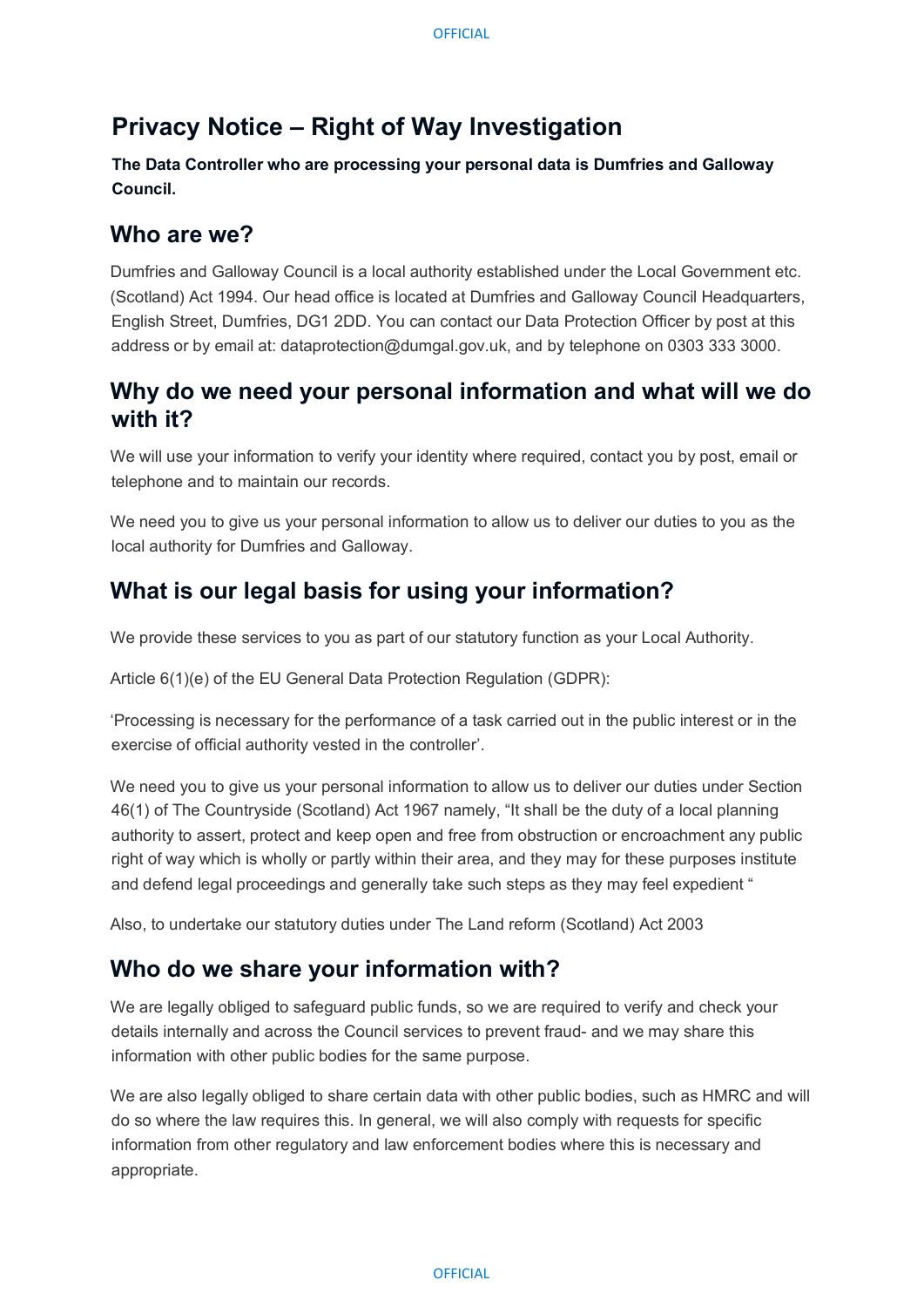# Privacy Notice – Right of Way Investigation

**The Data Controller who are processing your personal data is Dumfries and Galloway Council.**

## Who are we?

Dumfries and Galloway Council is a local authority established under the Local Government etc. (Scotland) Act 1994. Our head office is located at Dumfries and Galloway Council Headquarters, English Street, Dumfries, DG1 2DD. You can contact our Data Protection Officer by post at this address or by email at: dataprotection@dumgal.gov.uk, and by telephone on 0303 333 3000.

## Why do we need your personal information and what will we do with it?

We will use your information to verify your identity where required, contact you by post, email or telephone and to maintain our records.

We need you to give us your personal information to allow us to deliver our duties to you as the local authority for Dumfries and Galloway.

## What is our legal basis for using your information?

We provide these services to you as part of our statutory function as your Local Authority.

Article 6(1)(e) of the EU General Data Protection Regulation (GDPR):

'Processing is necessary for the performance of a task carried out in the public interest or in the exercise of official authority vested in the controller'.

We need you to give us your personal information to allow us to deliver our duties under Section 46(1) of The Countryside (Scotland) Act 1967 namely, "It shall be the duty of a local planning authority to assert, protect and keep open and free from obstruction or encroachment any public right of way which is wholly or partly within their area, and they may for these purposes institute and defend legal proceedings and generally take such steps as they may feel expedient "

Also, to undertake our statutory duties under The Land reform (Scotland) Act 2003

## Who do we share your information with?

We are legally obliged to safeguard public funds, so we are required to verify and check your details internally and across the Council services to prevent fraud- and we may share this information with other public bodies for the same purpose.

We are also legally obliged to share certain data with other public bodies, such as HMRC and will do so where the law requires this. In general, we will also comply with requests for specific information from other regulatory and law enforcement bodies where this is necessary and appropriate.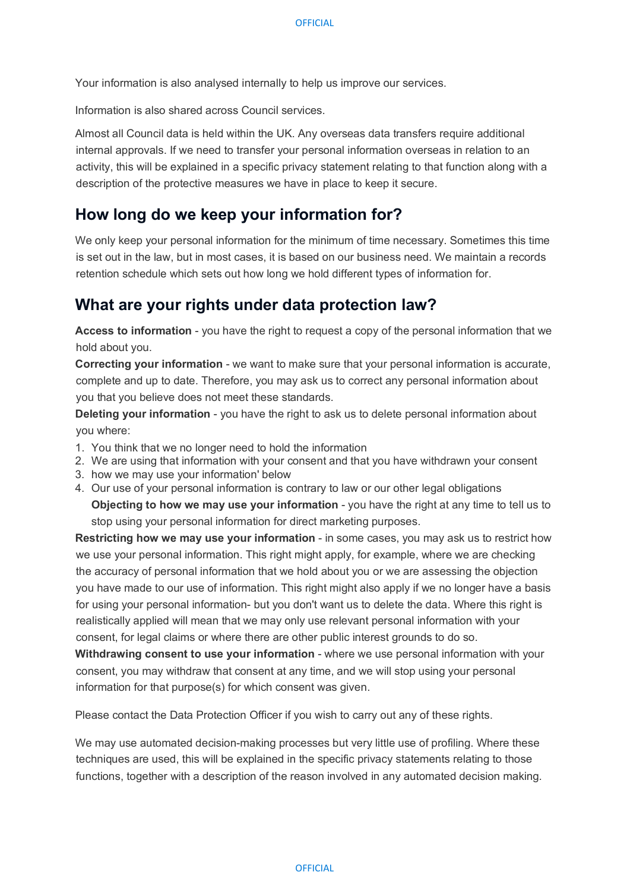Your information is also analysed internally to help us improve our services.

Information is also shared across Council services.

Almost all Council data is held within the UK. Any overseas data transfers require additional internal approvals. If we need to transfer your personal information overseas in relation to an activity, this will be explained in a specific privacy statement relating to that function along with a description of the protective measures we have in place to keep it secure.

## How long do we keep your information for?

We only keep your personal information for the minimum of time necessary. Sometimes this time is set out in the law, but in most cases, it is based on our business need. We maintain a records retention schedule which sets out how long we hold different types of information for.

## What are your rights under data protection law?

**Access to information** - you have the right to request a copy of the personal information that we hold about you.

**Correcting your information** - we want to make sure that your personal information is accurate, complete and up to date. Therefore, you may ask us to correct any personal information about you that you believe does not meet these standards.

**Deleting your information** - you have the right to ask us to delete personal information about you where:

1. You think that we no longer need to hold the information
2. We are using that information with your consent and that you have withdrawn your consent
3. how we may use your information' below
4. Our use of your personal information is contrary to law or our other legal obligations

   **Objecting to how we may use your information** - you have the right at any time to tell us to stop using your personal information for direct marketing purposes.

**Restricting how we may use your information** - in some cases, you may ask us to restrict how we use your personal information. This right might apply, for example, where we are checking the accuracy of personal information that we hold about you or we are assessing the objection you have made to our use of information. This right might also apply if we no longer have a basis for using your personal information- but you don't want us to delete the data. Where this right is realistically applied will mean that we may only use relevant personal information with your consent, for legal claims or where there are other public interest grounds to do so.

**Withdrawing consent to use your information** - where we use personal information with your consent, you may withdraw that consent at any time, and we will stop using your personal information for that purpose(s) for which consent was given.

Please contact the Data Protection Officer if you wish to carry out any of these rights.

We may use automated decision-making processes but very little use of profiling. Where these techniques are used, this will be explained in the specific privacy statements relating to those functions, together with a description of the reason involved in any automated decision making.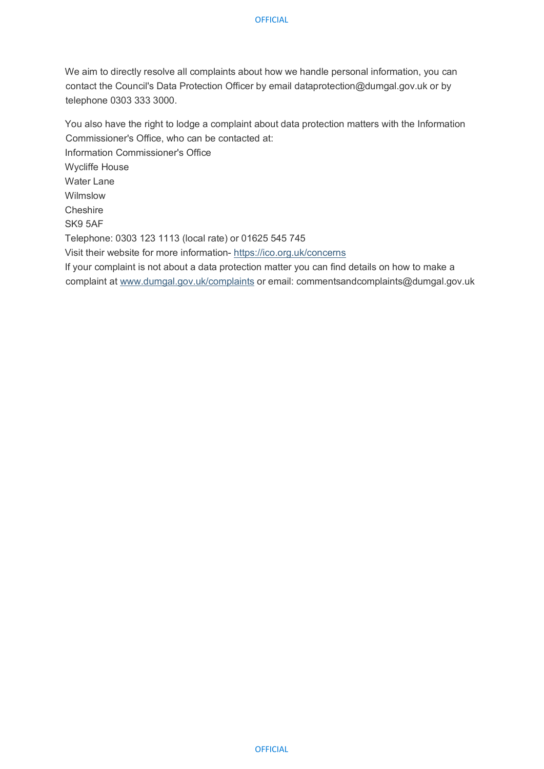We aim to directly resolve all complaints about how we handle personal information, you can contact the Council's Data Protection Officer by email dataprotection@dumgal.gov.uk or by telephone 0303 333 3000.

You also have the right to lodge a complaint about data protection matters with the Information Commissioner's Office, who can be contacted at:

Information Commissioner's Office
Wycliffe House
Water Lane
Wilmslow
Cheshire
SK9 5AF

Telephone: 0303 123 1113 (local rate) or 01625 545 745

Visit their website for more information- [https://ico.org.uk/concerns](https://ico.org.uk/concerns)

If your complaint is not about a data protection matter you can find details on how to make a complaint at [www.dumgal.gov.uk/complaints](http://www.dumgal.gov.uk/complaints) or email: commentsandcomplaints@dumgal.gov.uk